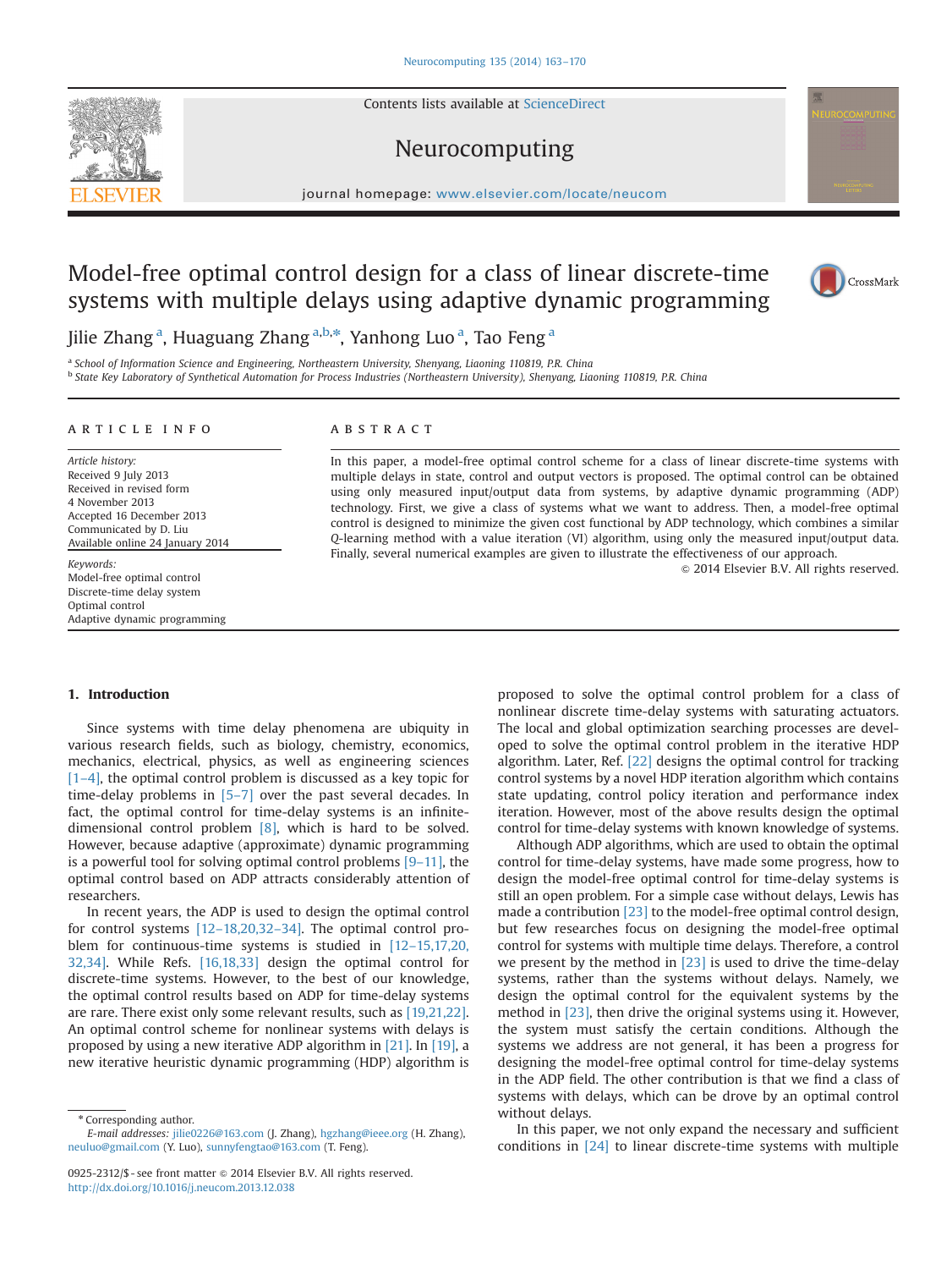# Model-free optimal control design for a class of linear discrete-time systems with multiple delays using adaptive dynamic programming

Jilie Zhang [a], Huaguang Zhang [a,b,*], Yanhong Luo [a], Tao Feng [a]

[a] School of Information Science and Engineering, Northeastern University, Shenyang, Liaoning 110819, P.R. China

[b] State Key Laboratory of Synthetical Automation for Process Industries (Northeastern University), Shenyang, Liaoning 110819, P.R. China

## ARTICLE INFO

*Article history:*
Received 9 July 2013
Received in revised form
4 November 2013
Accepted 16 December 2013
Communicated by D. Liu
Available online 24 January 2014

*Keywords:*
Model-free optimal control
Discrete-time delay system
Optimal control
Adaptive dynamic programming

## ABSTRACT

In this paper, a model-free optimal control scheme for a class of linear discrete-time systems with multiple delays in state, control and output vectors is proposed. The optimal control can be obtained using only measured input/output data from systems, by adaptive dynamic programming (ADP) technology. First, we give a class of systems what we want to address. Then, a model-free optimal control is designed to minimize the given cost functional by ADP technology, which combines a similar *Q*-learning method with a value iteration (VI) algorithm, using only the measured input/output data. Finally, several numerical examples are given to illustrate the effectiveness of our approach.

© 2014 Elsevier B.V. All rights reserved.

## 1. Introduction

Since systems with time delay phenomena are ubiquity in various research fields, such as biology, chemistry, economics, mechanics, electrical, physics, as well as engineering sciences [1–4], the optimal control problem is discussed as a key topic for time-delay problems in [5–7] over the past several decades. In fact, the optimal control for time-delay systems is an infinite-dimensional control problem [8], which is hard to be solved. However, because adaptive (approximate) dynamic programming is a powerful tool for solving optimal control problems [9–11], the optimal control based on ADP attracts considerably attention of researchers.

In recent years, the ADP is used to design the optimal control for control systems [12–18,20,32–34]. The optimal control problem for continuous-time systems is studied in [12–15,17,20,32,34]. While Refs. [16,18,33] design the optimal control for discrete-time systems. However, to the best of our knowledge, the optimal control results based on ADP for time-delay systems are rare. There exist only some relevant results, such as [19,21,22]. An optimal control scheme for nonlinear systems with delays is proposed by using a new iterative ADP algorithm in [21]. In [19], a new iterative heuristic dynamic programming (HDP) algorithm is proposed to solve the optimal control problem for a class of nonlinear discrete time-delay systems with saturating actuators. The local and global optimization searching processes are developed to solve the optimal control problem in the iterative HDP algorithm. Later, Ref. [22] designs the optimal control for tracking control systems by a novel HDP iteration algorithm which contains state updating, control policy iteration and performance index iteration. However, most of the above results design the optimal control for time-delay systems with known knowledge of systems.

Although ADP algorithms, which are used to obtain the optimal control for time-delay systems, have made some progress, how to design the model-free optimal control for time-delay systems is still an open problem. For a simple case without delays, Lewis has made a contribution [23] to the model-free optimal control design, but few researches focus on designing the model-free optimal control for systems with multiple time delays. Therefore, a control we present by the method in [23] is used to drive the time-delay systems, rather than the systems without delays. Namely, we design the optimal control for the equivalent systems by the method in [23], then drive the original systems using it. However, the system must satisfy the certain conditions. Although the systems we address are not general, it has been a progress for designing the model-free optimal control for time-delay systems in the ADP field. The other contribution is that we find a class of systems with delays, which can be drove by an optimal control without delays.

In this paper, we not only expand the necessary and sufficient conditions in [24] to linear discrete-time systems with multiple

\* Corresponding author.
*E-mail addresses:* jilie0226@163.com (J. Zhang), hgzhang@ieee.org (H. Zhang), neuluo@gmail.com (Y. Luo), sunnyfengtao@163.com (T. Feng).

0925-2312/$ - see front matter © 2014 Elsevier B.V. All rights reserved.
http://dx.doi.org/10.1016/j.neucom.2013.12.038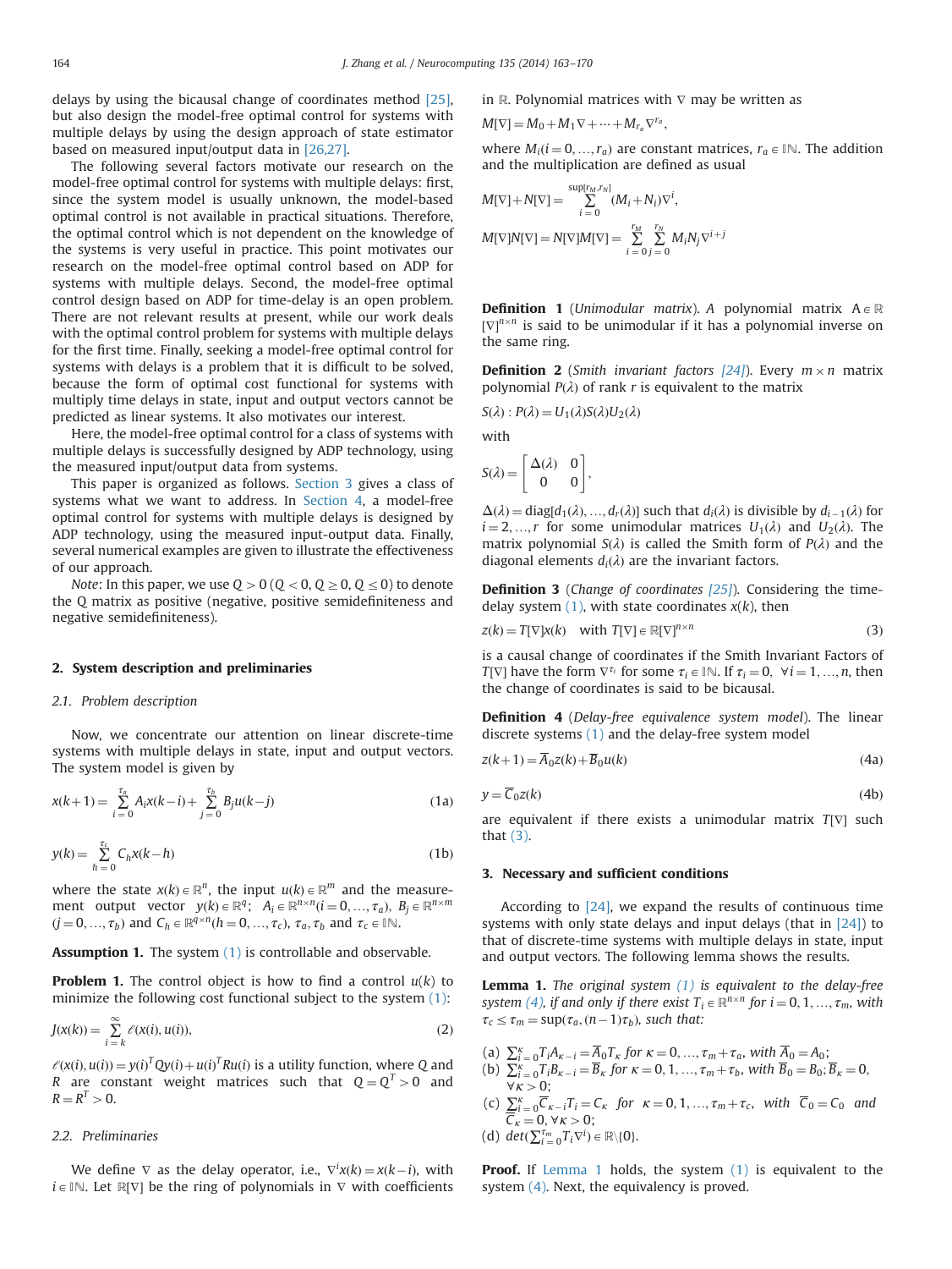delays by using the bicausal change of coordinates method [25], but also design the model-free optimal control for systems with multiple delays by using the design approach of state estimator based on measured input/output data in [26,27].

The following several factors motivate our research on the model-free optimal control for systems with multiple delays: first, since the system model is usually unknown, the model-based optimal control is not available in practical situations. Therefore, the optimal control which is not dependent on the knowledge of the systems is very useful in practice. This point motivates our research on the model-free optimal control based on ADP for systems with multiple delays. Second, the model-free optimal control design based on ADP for time-delay is an open problem. There are not relevant results at present, while our work deals with the optimal control problem for systems with multiple delays for the first time. Finally, seeking a model-free optimal control for systems with delays is a problem that it is difficult to be solved, because the form of optimal cost functional for systems with multiply time delays in state, input and output vectors cannot be predicted as linear systems. It also motivates our interest.

Here, the model-free optimal control for a class of systems with multiple delays is successfully designed by ADP technology, using the measured input/output data from systems.

This paper is organized as follows. Section 3 gives a class of systems what we want to address. In Section 4, a model-free optimal control for systems with multiple delays is designed by ADP technology, using the measured input-output data. Finally, several numerical examples are given to illustrate the effectiveness of our approach.

*Note*: In this paper, we use $Q>0$ ($Q<0$, $Q\geq 0$, $Q\leq 0$) to denote the Q matrix as positive (negative, positive semidefiniteness and negative semidefiniteness).

## 2. System description and preliminaries

### 2.1. Problem description

Now, we concentrate our attention on linear discrete-time systems with multiple delays in state, input and output vectors. The system model is given by

$$x(k+1)=\sum_{i=0}^{\tau_a}A_i x(k-i)+\sum_{j=0}^{\tau_b}B_j u(k-j) \tag{1a}$$

$$y(k)=\sum_{h=0}^{\tau_c}C_h x(k-h) \tag{1b}$$

where the state $x(k)\in\mathbb{R}^n$, the input $u(k)\in\mathbb{R}^m$ and the measurement output vector $y(k)\in\mathbb{R}^q$; $A_i\in\mathbb{R}^{n\times n}(i=0,\ldots,\tau_a)$, $B_j\in\mathbb{R}^{n\times m}$ $(j=0,\ldots,\tau_b)$ and $C_h\in\mathbb{R}^{q\times n}(h=0,\ldots,\tau_c)$, $\tau_a,\tau_b$ and $\tau_c\in\mathbb{N}$.

**Assumption 1.** The system (1) is controllable and observable.

**Problem 1.** The control object is how to find a control $u(k)$ to minimize the following cost functional subject to the system (1):

$$J(x(k))=\sum_{i=k}^{\infty}\ell(x(i),u(i)), \tag{2}$$

$\ell(x(i),u(i))=y(i)^TQy(i)+u(i)^TRu(i)$ is a utility function, where $Q$ and $R$ are constant weight matrices such that $Q=Q^T>0$ and $R=R^T>0$.

### 2.2. Preliminaries

We define $\nabla$ as the delay operator, i.e., $\nabla^i x(k)=x(k-i)$, with $i\in\mathbb{N}$. Let $\mathbb{R}[\nabla]$ be the ring of polynomials in $\nabla$ with coefficients in $\mathbb{R}$. Polynomial matrices with $\nabla$ may be written as

$$M[\nabla]=M_0+M_1\nabla+\cdots+M_{r_a}\nabla^{r_a},$$

where $M_i(i=0,\ldots,r_a)$ are constant matrices, $r_a\in\mathbb{N}$. The addition and the multiplication are defined as usual

$$M[\nabla]+N[\nabla]=\sum_{i=0}^{\sup[r_M,r_N]}(M_i+N_i)\nabla^i,$$

$$M[\nabla]N[\nabla]=N[\nabla]M[\nabla]=\sum_{i=0}^{r_M}\sum_{j=0}^{r_N}M_iN_j\nabla^{i+j}$$

**Definition 1** (*Unimodular matrix*). *A* polynomial matrix $A\in\mathbb{R}[\nabla]^{n\times n}$ is said to be unimodular if it has a polynomial inverse on the same ring.

**Definition 2** (*Smith invariant factors [24]*). Every $m\times n$ matrix polynomial $P(\lambda)$ of rank $r$ is equivalent to the matrix

$$S(\lambda):P(\lambda)=U_1(\lambda)S(\lambda)U_2(\lambda)$$

with

$$S(\lambda)=\begin{bmatrix}\Delta(\lambda) & 0\\ 0 & 0\end{bmatrix},$$

$\Delta(\lambda)=\mathrm{diag}[d_1(\lambda),\ldots,d_r(\lambda)]$ such that $d_i(\lambda)$ is divisible by $d_{i-1}(\lambda)$ for $i=2,\ldots,r$ for some unimodular matrices $U_1(\lambda)$ and $U_2(\lambda)$. The matrix polynomial $S(\lambda)$ is called the Smith form of $P(\lambda)$ and the diagonal elements $d_i(\lambda)$ are the invariant factors.

**Definition 3** (*Change of coordinates [25]*). Considering the time-delay system (1), with state coordinates $x(k)$, then

$$z(k)=T[\nabla]x(k)\quad \text{with } T[\nabla]\in\mathbb{R}[\nabla]^{n\times n} \tag{3}$$

is a causal change of coordinates if the Smith Invariant Factors of $T[\nabla]$ have the form $\nabla^{\tau_i}$ for some $\tau_i\in\mathbb{N}$. If $\tau_i=0$, $\forall i=1,\ldots,n$, then the change of coordinates is said to be bicausal.

**Definition 4** (*Delay-free equivalence system model*). The linear discrete systems (1) and the delay-free system model

$$z(k+1)=\overline{A}_0z(k)+\overline{B}_0u(k) \tag{4a}$$

$$y=\overline{C}_0z(k) \tag{4b}$$

are equivalent if there exists a unimodular matrix $T[\nabla]$ such that (3).

## 3. Necessary and sufficient conditions

According to [24], we expand the results of continuous time systems with only state delays and input delays (that in [24]) to that of discrete-time systems with multiple delays in state, input and output vectors. The following lemma shows the results.

**Lemma 1.** *The original system (1) is equivalent to the delay-free system (4), if and only if there exist $T_i\in\mathbb{R}^{n\times n}$ for $i=0,1,\ldots,\tau_m$, with $\tau_c\leq\tau_m=\sup(\tau_a,(n-1)\tau_b)$, such that:*

(a) $\sum_{i=0}^{\kappa}T_iA_{\kappa-i}=\overline{A}_0T_\kappa$ *for* $\kappa=0,\ldots,\tau_m+\tau_a$, *with* $\overline{A}_0=A_0$;
(b) $\sum_{i=0}^{\kappa}T_iB_{\kappa-i}=\overline{B}_\kappa$ *for* $\kappa=0,1,\ldots,\tau_m+\tau_b$, *with* $\overline{B}_0=B_0;\overline{B}_\kappa=0$, $\forall\kappa>0$;
(c) $\sum_{i=0}^{\kappa}\overline{C}_{\kappa-i}T_i=C_\kappa$ *for* $\kappa=0,1,\ldots,\tau_m+\tau_c$, *with* $\overline{C}_0=C_0$ *and* $\overline{C}_\kappa=0,\forall\kappa>0$;
(d) $det(\sum_{i=0}^{\tau_m}T_i\nabla^i)\in\mathbb{R}\backslash\{0\}$.

**Proof.** If Lemma 1 holds, the system (1) is equivalent to the system (4). Next, the equivalency is proved.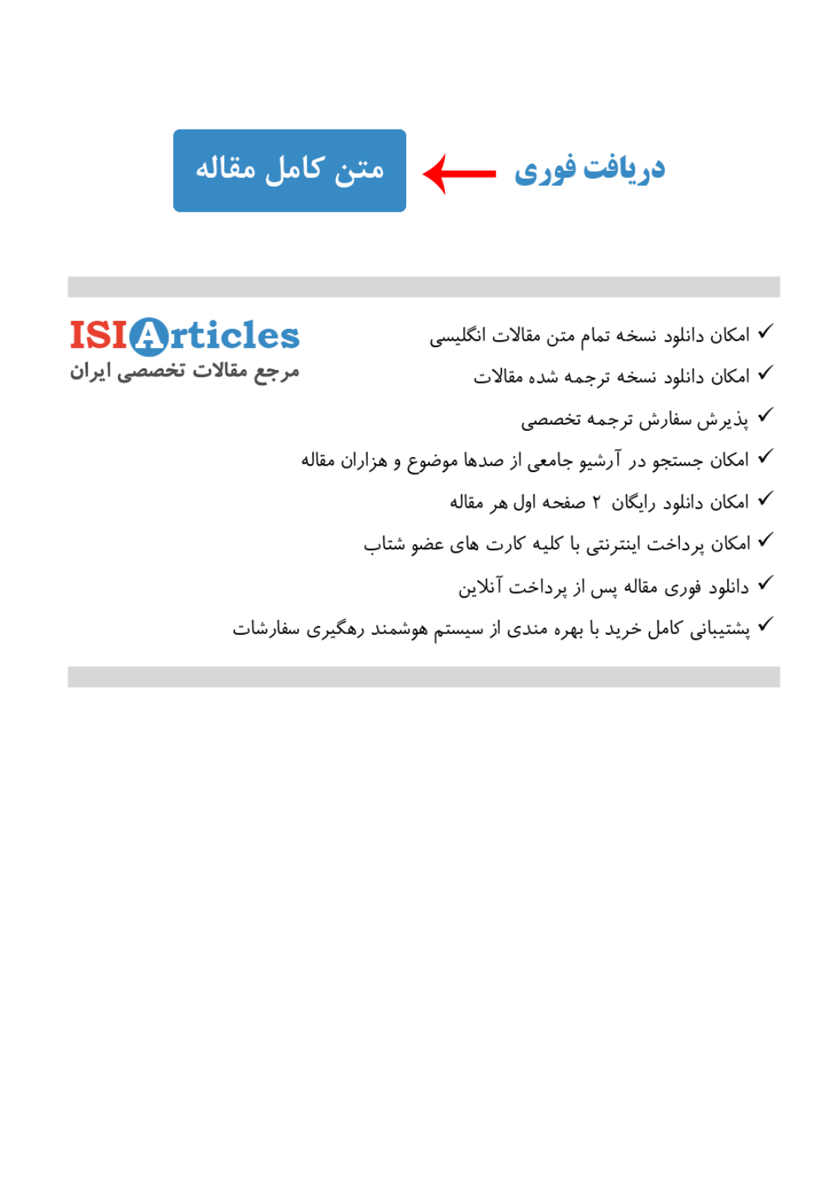دریافت فوری ← متن کامل مقاله

ISIArticles
مرجع مقالات تخصصی ایران

- ✓ امکان دانلود نسخه تمام متن مقالات انگلیسی
- ✓ امکان دانلود نسخه ترجمه شده مقالات
- ✓ پذیرش سفارش ترجمه تخصصی
- ✓ امکان جستجو در آرشیو جامعی از صدها موضوع و هزاران مقاله
- ✓ امکان دانلود رایگان ۲ صفحه اول هر مقاله
- ✓ امکان پرداخت اینترنتی با کلیه کارت های عضو شتاب
- ✓ دانلود فوری مقاله پس از پرداخت آنلاین
- ✓ پشتیبانی کامل خرید با بهره مندی از سیستم هوشمند رهگیری سفارشات